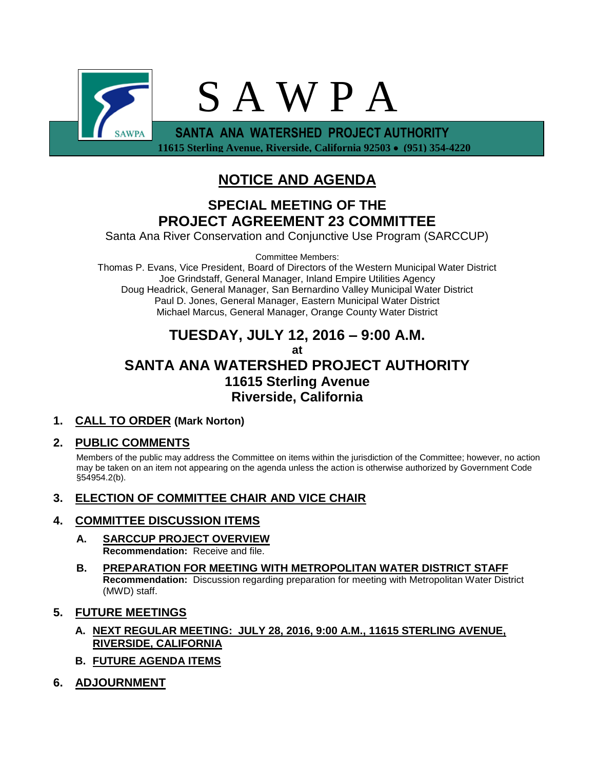# S A W P A

**SANTA ANA WATERSHED PROJECT AUTHORITY**
**11615 Sterling Avenue, Riverside, California 92503 • (951) 354-4220**

# NOTICE AND AGENDA

## SPECIAL MEETING OF THE PROJECT AGREEMENT 23 COMMITTEE

Santa Ana River Conservation and Conjunctive Use Program (SARCCUP)

Committee Members:
Thomas P. Evans, Vice President, Board of Directors of the Western Municipal Water District
Joe Grindstaff, General Manager, Inland Empire Utilities Agency
Doug Headrick, General Manager, San Bernardino Valley Municipal Water District
Paul D. Jones, General Manager, Eastern Municipal Water District
Michael Marcus, General Manager, Orange County Water District

## TUESDAY, JULY 12, 2016 – 9:00 A.M.

**at**

## SANTA ANA WATERSHED PROJECT AUTHORITY
### 11615 Sterling Avenue
### Riverside, California

1. **CALL TO ORDER (Mark Norton)**

2. **PUBLIC COMMENTS**

   Members of the public may address the Committee on items within the jurisdiction of the Committee; however, no action may be taken on an item not appearing on the agenda unless the action is otherwise authorized by Government Code §54954.2(b).

3. **ELECTION OF COMMITTEE CHAIR AND VICE CHAIR**

4. **COMMITTEE DISCUSSION ITEMS**

   **A. SARCCUP PROJECT OVERVIEW**
   **Recommendation:** Receive and file.

   **B. PREPARATION FOR MEETING WITH METROPOLITAN WATER DISTRICT STAFF**
   **Recommendation:** Discussion regarding preparation for meeting with Metropolitan Water District (MWD) staff.

5. **FUTURE MEETINGS**

   **A. NEXT REGULAR MEETING: JULY 28, 2016, 9:00 A.M., 11615 STERLING AVENUE, RIVERSIDE, CALIFORNIA**

   **B. FUTURE AGENDA ITEMS**

6. **ADJOURNMENT**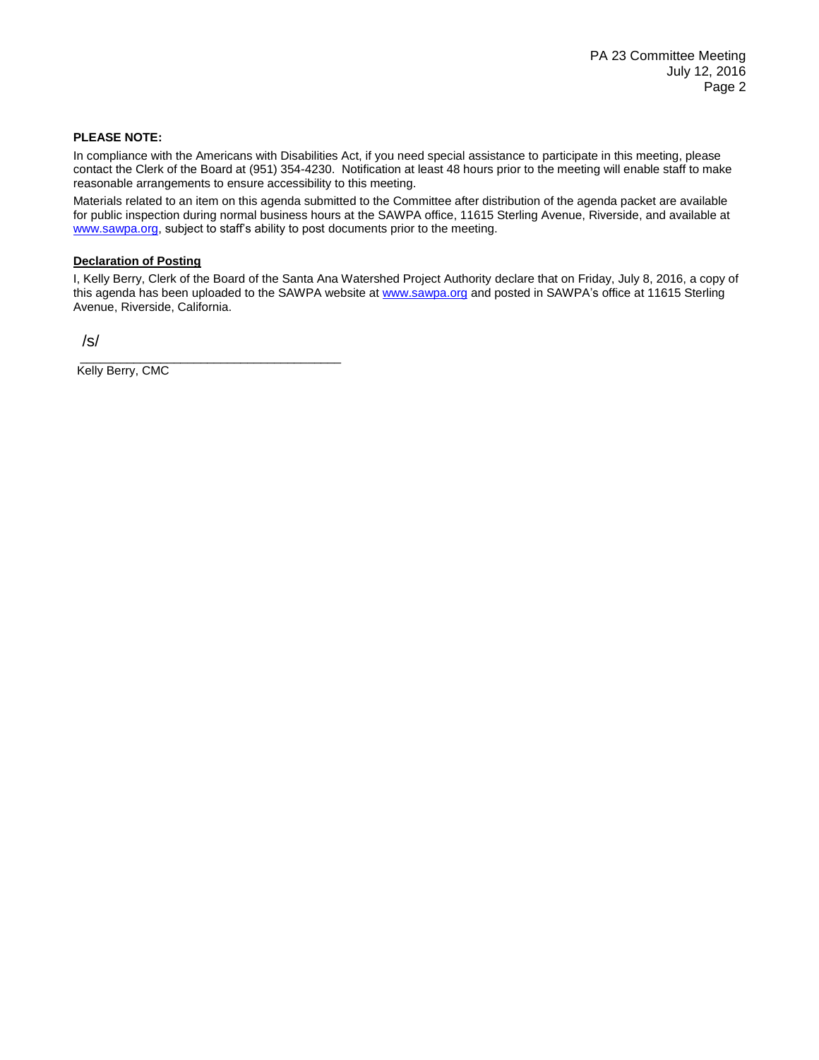**PLEASE NOTE:**

In compliance with the Americans with Disabilities Act, if you need special assistance to participate in this meeting, please contact the Clerk of the Board at (951) 354-4230. Notification at least 48 hours prior to the meeting will enable staff to make reasonable arrangements to ensure accessibility to this meeting.

Materials related to an item on this agenda submitted to the Committee after distribution of the agenda packet are available for public inspection during normal business hours at the SAWPA office, 11615 Sterling Avenue, Riverside, and available at www.sawpa.org, subject to staff's ability to post documents prior to the meeting.

**Declaration of Posting**

I, Kelly Berry, Clerk of the Board of the Santa Ana Watershed Project Authority declare that on Friday, July 8, 2016, a copy of this agenda has been uploaded to the SAWPA website at www.sawpa.org and posted in SAWPA's office at 11615 Sterling Avenue, Riverside, California.

/s/

_______________________________________

Kelly Berry, CMC